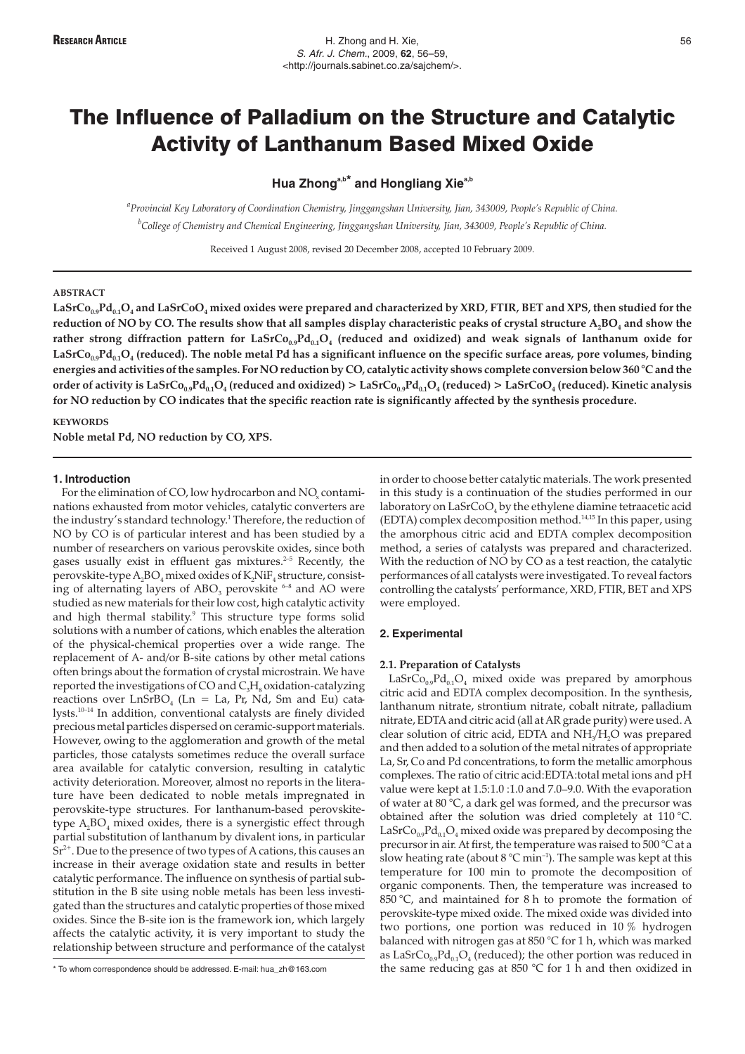**Research Article**

# The Influence of Palladium on the Structure and Catalytic Activity of Lanthanum Based Mixed Oxide

**Hua Zhong[a,b]* and Hongliang Xie[a,b]**

[a] *Provincial Key Laboratory of Coordination Chemistry, Jinggangshan University, Jian, 343009, People's Republic of China.*
[b] *College of Chemistry and Chemical Engineering, Jinggangshan University, Jian, 343009, People's Republic of China.*

Received 1 August 2008, revised 20 December 2008, accepted 10 February 2009.

## ABSTRACT

**$LaSrCo_{0.9}Pd_{0.1}O_4$ and $LaSrCoO_4$ mixed oxides were prepared and characterized by XRD, FTIR, BET and XPS, then studied for the reduction of NO by CO. The results show that all samples display characteristic peaks of crystal structure $A_2BO_4$ and show the rather strong diffraction pattern for $LaSrCo_{0.9}Pd_{0.1}O_4$ (reduced and oxidized) and weak signals of lanthanum oxide for $LaSrCo_{0.9}Pd_{0.1}O_4$ (reduced). The noble metal Pd has a significant influence on the specific surface areas, pore volumes, binding energies and activities of the samples. For NO reduction by CO, catalytic activity shows complete conversion below 360 °C and the order of activity is $LaSrCo_{0.9}Pd_{0.1}O_4$ (reduced and oxidized) > $LaSrCo_{0.9}Pd_{0.1}O_4$ (reduced) > $LaSrCoO_4$ (reduced). Kinetic analysis for NO reduction by CO indicates that the specific reaction rate is significantly affected by the synthesis procedure.**

## KEYWORDS

**Noble metal Pd, NO reduction by CO, XPS.**

## 1. Introduction

For the elimination of CO, low hydrocarbon and $NO_x$ contaminations exhausted from motor vehicles, catalytic converters are the industry's standard technology.[1] Therefore, the reduction of NO by CO is of particular interest and has been studied by a number of researchers on various perovskite oxides, since both gases usually exist in effluent gas mixtures.[2–5] Recently, the perovskite-type $A_2BO_4$ mixed oxides of $K_2NiF_4$ structure, consisting of alternating layers of $ABO_3$ perovskite [6–8] and AO were studied as new materials for their low cost, high catalytic activity and high thermal stability.[9] This structure type forms solid solutions with a number of cations, which enables the alteration of the physical-chemical properties over a wide range. The replacement of A- and/or B-site cations by other metal cations often brings about the formation of crystal microstrain. We have reported the investigations of CO and $C_3H_8$ oxidation-catalyzing reactions over $LnSrBO_4$ (Ln = La, Pr, Nd, Sm and Eu) catalysts.[10–14] In addition, conventional catalysts are finely divided precious metal particles dispersed on ceramic-support materials. However, owing to the agglomeration and growth of the metal particles, those catalysts sometimes reduce the overall surface area available for catalytic conversion, resulting in catalytic activity deterioration. Moreover, almost no reports in the literature have been dedicated to noble metals impregnated in perovskite-type structures. For lanthanum-based perovskite-type $A_2BO_4$ mixed oxides, there is a synergistic effect through partial substitution of lanthanum by divalent ions, in particular $Sr^{2+}$. Due to the presence of two types of A cations, this causes an increase in their average oxidation state and results in better catalytic performance. The influence on synthesis of partial substitution in the B site using noble metals has been less investigated than the structures and catalytic properties of those mixed oxides. Since the B-site ion is the framework ion, which largely affects the catalytic activity, it is very important to study the relationship between structure and performance of the catalyst in order to choose better catalytic materials. The work presented in this study is a continuation of the studies performed in our laboratory on $LaSrCoO_4$ by the ethylene diamine tetraacetic acid (EDTA) complex decomposition method.[14,15] In this paper, using the amorphous citric acid and EDTA complex decomposition method, a series of catalysts was prepared and characterized. With the reduction of NO by CO as a test reaction, the catalytic performances of all catalysts were investigated. To reveal factors controlling the catalysts' performance, XRD, FTIR, BET and XPS were employed.

\* To whom correspondence should be addressed. E-mail: hua_zh@163.com

## 2. Experimental

### 2.1. Preparation of Catalysts

$LaSrCo_{0.9}Pd_{0.1}O_4$ mixed oxide was prepared by amorphous citric acid and EDTA complex decomposition. In the synthesis, lanthanum nitrate, strontium nitrate, cobalt nitrate, palladium nitrate, EDTA and citric acid (all at AR grade purity) were used. A clear solution of citric acid, EDTA and $NH_3/H_2O$ was prepared and then added to a solution of the metal nitrates of appropriate La, Sr, Co and Pd concentrations, to form the metallic amorphous complexes. The ratio of citric acid:EDTA:total metal ions and pH value were kept at 1.5:1.0 :1.0 and 7.0–9.0. With the evaporation of water at 80 °C, a dark gel was formed, and the precursor was obtained after the solution was dried completely at 110 °C. $LaSrCo_{0.9}Pd_{0.1}O_4$ mixed oxide was prepared by decomposing the precursor in air. At first, the temperature was raised to 500 °C at a slow heating rate (about 8 °C $min^{-1}$). The sample was kept at this temperature for 100 min to promote the decomposition of organic components. Then, the temperature was increased to 850 °C, and maintained for 8 h to promote the formation of perovskite-type mixed oxide. The mixed oxide was divided into two portions, one portion was reduced in 10 % hydrogen balanced with nitrogen gas at 850 °C for 1 h, which was marked as $LaSrCo_{0.9}Pd_{0.1}O_4$ (reduced); the other portion was reduced in the same reducing gas at 850 °C for 1 h and then oxidized in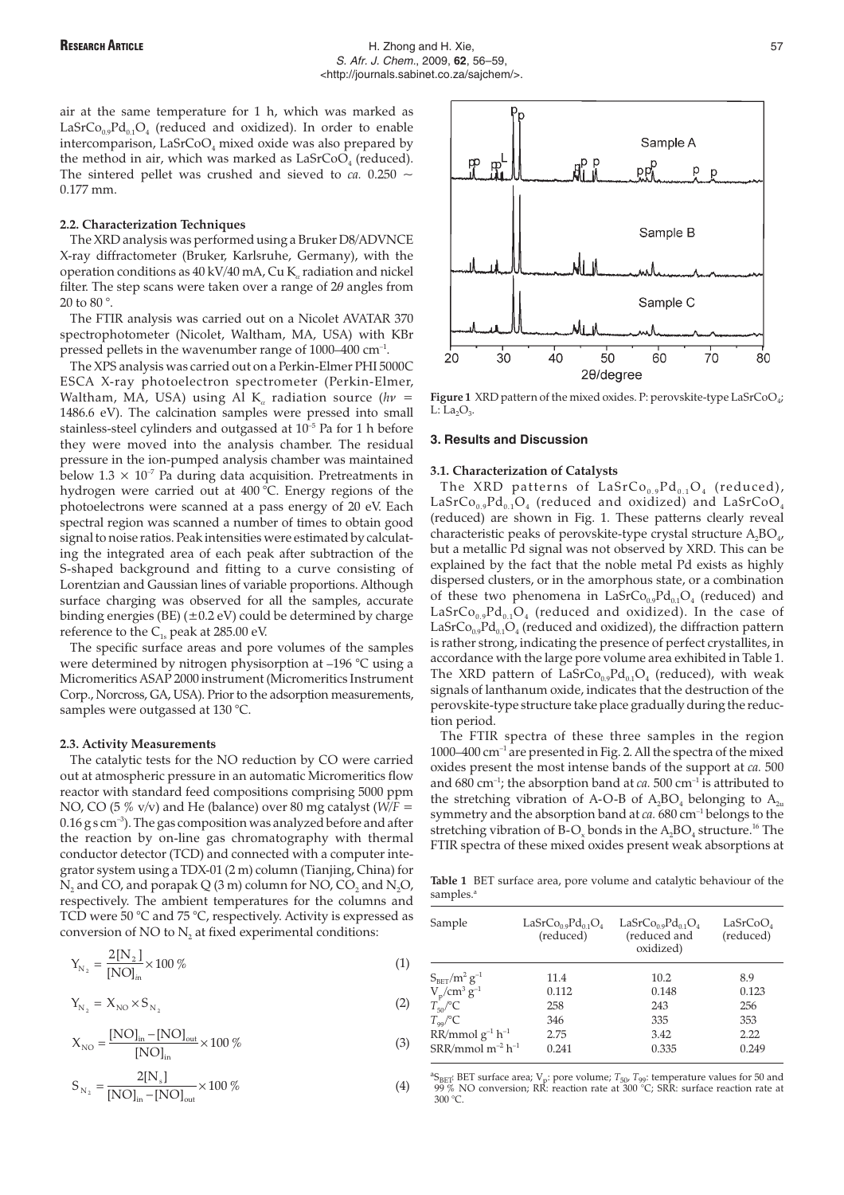air at the same temperature for 1 h, which was marked as $LaSrCo_{0.9}Pd_{0.1}O_4$ (reduced and oxidized). In order to enable intercomparison, $LaSrCoO_4$ mixed oxide was also prepared by the method in air, which was marked as $LaSrCoO_4$ (reduced). The sintered pellet was crushed and sieved to *ca.* 0.250 ~ 0.177 mm.

### 2.2. Characterization Techniques

The XRD analysis was performed using a Bruker D8/ADVNCE X-ray diffractometer (Bruker, Karlsruhe, Germany), with the operation conditions as 40 kV/40 mA, Cu $K_\alpha$ radiation and nickel filter. The step scans were taken over a range of 2$\theta$ angles from 20 to 80 °.

The FTIR analysis was carried out on a Nicolet AVATAR 370 spectrophotometer (Nicolet, Waltham, MA, USA) with KBr pressed pellets in the wavenumber range of 1000–400 $cm^{-1}$.

The XPS analysis was carried out on a Perkin-Elmer PHI 5000C ESCA X-ray photoelectron spectrometer (Perkin-Elmer, Waltham, MA, USA) using Al $K_\alpha$ radiation source ($h\nu$ = 1486.6 eV). The calcination samples were pressed into small stainless-steel cylinders and outgassed at $10^{-5}$ Pa for 1 h before they were moved into the analysis chamber. The residual pressure in the ion-pumped analysis chamber was maintained below $1.3 \times 10^{-7}$ Pa during data acquisition. Pretreatments in hydrogen were carried out at 400 °C. Energy regions of the photoelectrons were scanned at a pass energy of 20 eV. Each spectral region was scanned a number of times to obtain good signal to noise ratios. Peak intensities were estimated by calculating the integrated area of each peak after subtraction of the S-shaped background and fitting to a curve consisting of Lorentzian and Gaussian lines of variable proportions. Although surface charging was observed for all the samples, accurate binding energies (BE) (±0.2 eV) could be determined by charge reference to the $C_{1s}$ peak at 285.00 eV.

The specific surface areas and pore volumes of the samples were determined by nitrogen physisorption at –196 °C using a Micromeritics ASAP 2000 instrument (Micromeritics Instrument Corp., Norcross, GA, USA). Prior to the adsorption measurements, samples were outgassed at 130 °C.

### 2.3. Activity Measurements

The catalytic tests for the NO reduction by CO were carried out at atmospheric pressure in an automatic Micromeritics flow reactor with standard feed compositions comprising 5000 ppm NO, CO (5 % v/v) and He (balance) over 80 mg catalyst ($W/F$ = 0.16 g s $cm^{-3}$). The gas composition was analyzed before and after the reaction by on-line gas chromatography with thermal conductor detector (TCD) and connected with a computer integrator system using a TDX-01 (2 m) column (Tianjing, China) for $N_2$ and CO, and porapak Q (3 m) column for NO, $CO_2$ and $N_2O$, respectively. The ambient temperatures for the columns and TCD were 50 °C and 75 °C, respectively. Activity is expressed as conversion of NO to $N_2$ at fixed experimental conditions:

$$Y_{N_2} = \frac{2[N_2]}{[NO]_{in}} \times 100\,\% \tag{1}$$

$$Y_{N_2} = X_{NO} \times S_{N_2} \tag{2}$$

$$X_{NO} = \frac{[NO]_{in} - [NO]_{out}}{[NO]_{in}} \times 100\,\% \tag{3}$$

$$S_{N_2} = \frac{2[N_s]}{[NO]_{in} - [NO]_{out}} \times 100\,\% \tag{4}$$

**Figure 1** XRD pattern of the mixed oxides. P: perovskite-type $LaSrCoO_4$; L: $La_2O_3$.

## 3. Results and Discussion

### 3.1. Characterization of Catalysts

The XRD patterns of $LaSrCo_{0.9}Pd_{0.1}O_4$ (reduced), $LaSrCo_{0.9}Pd_{0.1}O_4$ (reduced and oxidized) and $LaSrCoO_4$ (reduced) are shown in Fig. 1. These patterns clearly reveal characteristic peaks of perovskite-type crystal structure $A_2BO_4$, but a metallic Pd signal was not observed by XRD. This can be explained by the fact that the noble metal Pd exists as highly dispersed clusters, or in the amorphous state, or a combination of these two phenomena in $LaSrCo_{0.9}Pd_{0.1}O_4$ (reduced) and $LaSrCo_{0.9}Pd_{0.1}O_4$ (reduced and oxidized). In the case of $LaSrCo_{0.9}Pd_{0.1}O_4$ (reduced and oxidized), the diffraction pattern is rather strong, indicating the presence of perfect crystallites, in accordance with the large pore volume area exhibited in Table 1. The XRD pattern of $LaSrCo_{0.9}Pd_{0.1}O_4$ (reduced), with weak signals of lanthanum oxide, indicates that the destruction of the perovskite-type structure take place gradually during the reduction period.

The FTIR spectra of these three samples in the region 1000–400 $cm^{-1}$ are presented in Fig. 2. All the spectra of the mixed oxides present the most intense bands of the support at *ca.* 500 and 680 $cm^{-1}$; the absorption band at *ca.* 500 $cm^{-1}$ is attributed to the stretching vibration of A-O-B of $A_2BO_4$ belonging to $A_{2u}$ symmetry and the absorption band at *ca.* 680 $cm^{-1}$ belongs to the stretching vibration of B-$O_x$ bonds in the $A_2BO_4$ structure.[16] The FTIR spectra of these mixed oxides present weak absorptions at

**Table 1** BET surface area, pore volume and catalytic behaviour of the samples.[a]

| Sample | $LaSrCo_{0.9}Pd_{0.1}O_4$ (reduced) | $LaSrCo_{0.9}Pd_{0.1}O_4$ (reduced and oxidized) | $LaSrCoO_4$ (reduced) |
|---|---|---|---|
| $S_{BET}$/$m^2\,g^{-1}$ | 11.4 | 10.2 | 8.9 |
| $V_p$/$cm^3\,g^{-1}$ | 0.112 | 0.148 | 0.123 |
| $T_{50}$/°C | 258 | 243 | 256 |
| $T_{99}$/°C | 346 | 335 | 353 |
| RR/mmol $g^{-1}\,h^{-1}$ | 2.75 | 3.42 | 2.22 |
| SRR/mmol $m^{-2}\,h^{-1}$ | 0.241 | 0.335 | 0.249 |

[a] $S_{BET}$: BET surface area; $V_p$: pore volume; $T_{50}$, $T_{99}$: temperature values for 50 and 99 % NO conversion; RR: reaction rate at 300 °C; SRR: surface reaction rate at 300 °C.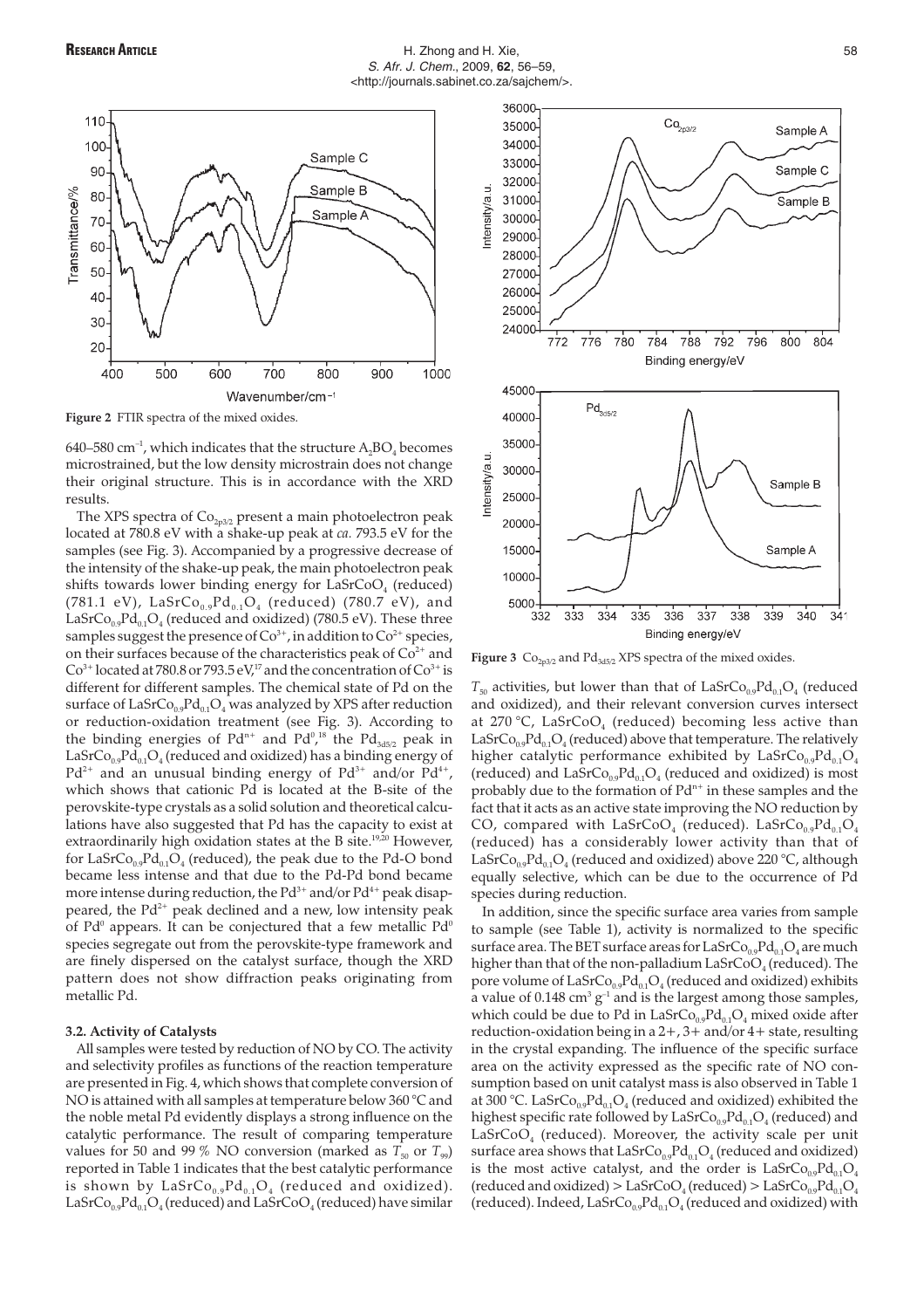**Figure 2** FTIR spectra of the mixed oxides.

640–580 $cm^{-1}$, which indicates that the structure $A_2BO_4$ becomes microstrained, but the low density microstrain does not change their original structure. This is in accordance with the XRD results.

The XPS spectra of $Co_{2p3/2}$ present a main photoelectron peak located at 780.8 eV with a shake-up peak at *ca.* 793.5 eV for the samples (see Fig. 3). Accompanied by a progressive decrease of the intensity of the shake-up peak, the main photoelectron peak shifts towards lower binding energy for $LaSrCoO_4$ (reduced) (781.1 eV), $LaSrCo_{0.9}Pd_{0.1}O_4$ (reduced) (780.7 eV), and $LaSrCo_{0.9}Pd_{0.1}O_4$ (reduced and oxidized) (780.5 eV). These three samples suggest the presence of $Co^{3+}$, in addition to $Co^{2+}$ species, on their surfaces because of the characteristics peak of $Co^{2+}$ and $Co^{3+}$ located at 780.8 or 793.5 eV,[17] and the concentration of $Co^{3+}$ is different for different samples. The chemical state of Pd on the surface of $LaSrCo_{0.9}Pd_{0.1}O_4$ was analyzed by XPS after reduction or reduction-oxidation treatment (see Fig. 3). According to the binding energies of $Pd^{n+}$ and $Pd^0$,[18] the $Pd_{3d5/2}$ peak in $LaSrCo_{0.9}Pd_{0.1}O_4$ (reduced and oxidized) has a binding energy of $Pd^{2+}$ and an unusual binding energy of $Pd^{3+}$ and/or $Pd^{4+}$, which shows that cationic Pd is located at the B-site of the perovskite-type crystals as a solid solution and theoretical calculations have also suggested that Pd has the capacity to exist at extraordinarily high oxidation states at the B site.[19,20] However, for $LaSrCo_{0.9}Pd_{0.1}O_4$ (reduced), the peak due to the Pd-O bond became less intense and that due to the Pd-Pd bond became more intense during reduction, the $Pd^{3+}$ and/or $Pd^{4+}$ peak disappeared, the $Pd^{2+}$ peak declined and a new, low intensity peak of $Pd^0$ appears. It can be conjectured that a few metallic $Pd^0$ species segregate out from the perovskite-type framework and are finely dispersed on the catalyst surface, though the XRD pattern does not show diffraction peaks originating from metallic Pd.

### 3.2. Activity of Catalysts

All samples were tested by reduction of NO by CO. The activity and selectivity profiles as functions of the reaction temperature are presented in Fig. 4, which shows that complete conversion of NO is attained with all samples at temperature below 360 °C and the noble metal Pd evidently displays a strong influence on the catalytic performance. The result of comparing temperature values for 50 and 99 % NO conversion (marked as $T_{50}$ or $T_{99}$) reported in Table 1 indicates that the best catalytic performance is shown by $LaSrCo_{0.9}Pd_{0.1}O_4$ (reduced and oxidized). $LaSrCo_{0.9}Pd_{0.1}O_4$ (reduced) and $LaSrCoO_4$ (reduced) have similar

**Figure 3** $Co_{2p3/2}$ and $Pd_{3d5/2}$ XPS spectra of the mixed oxides.

$T_{50}$ activities, but lower than that of $LaSrCo_{0.9}Pd_{0.1}O_4$ (reduced and oxidized), and their relevant conversion curves intersect at 270 °C, $LaSrCoO_4$ (reduced) becoming less active than $LaSrCo_{0.9}Pd_{0.1}O_4$ (reduced) above that temperature. The relatively higher catalytic performance exhibited by $LaSrCo_{0.9}Pd_{0.1}O_4$ (reduced) and $LaSrCo_{0.9}Pd_{0.1}O_4$ (reduced and oxidized) is most probably due to the formation of $Pd^{n+}$ in these samples and the fact that it acts as an active state improving the NO reduction by CO, compared with $LaSrCoO_4$ (reduced). $LaSrCo_{0.9}Pd_{0.1}O_4$ (reduced) has a considerably lower activity than that of $LaSrCo_{0.9}Pd_{0.1}O_4$ (reduced and oxidized) above 220 °C, although equally selective, which can be due to the occurrence of Pd species during reduction.

In addition, since the specific surface area varies from sample to sample (see Table 1), activity is normalized to the specific surface area. The BET surface areas for $LaSrCo_{0.9}Pd_{0.1}O_4$ are much higher than that of the non-palladium $LaSrCoO_4$ (reduced). The pore volume of $LaSrCo_{0.9}Pd_{0.1}O_4$ (reduced and oxidized) exhibits a value of 0.148 $cm^3$ $g^{-1}$ and is the largest among those samples, which could be due to Pd in $LaSrCo_{0.9}Pd_{0.1}O_4$ mixed oxide after reduction-oxidation being in a 2+, 3+ and/or 4+ state, resulting in the crystal expanding. The influence of the specific surface area on the activity expressed as the specific rate of NO consumption based on unit catalyst mass is also observed in Table 1 at 300 °C. $LaSrCo_{0.9}Pd_{0.1}O_4$ (reduced and oxidized) exhibited the highest specific rate followed by $LaSrCo_{0.9}Pd_{0.1}O_4$ (reduced) and $LaSrCoO_4$ (reduced). Moreover, the activity scale per unit surface area shows that $LaSrCo_{0.9}Pd_{0.1}O_4$ (reduced and oxidized) is the most active catalyst, and the order is $LaSrCo_{0.9}Pd_{0.1}O_4$ (reduced and oxidized) > $LaSrCoO_4$ (reduced) > $LaSrCo_{0.9}Pd_{0.1}O_4$ (reduced). Indeed, $LaSrCo_{0.9}Pd_{0.1}O_4$ (reduced and oxidized) with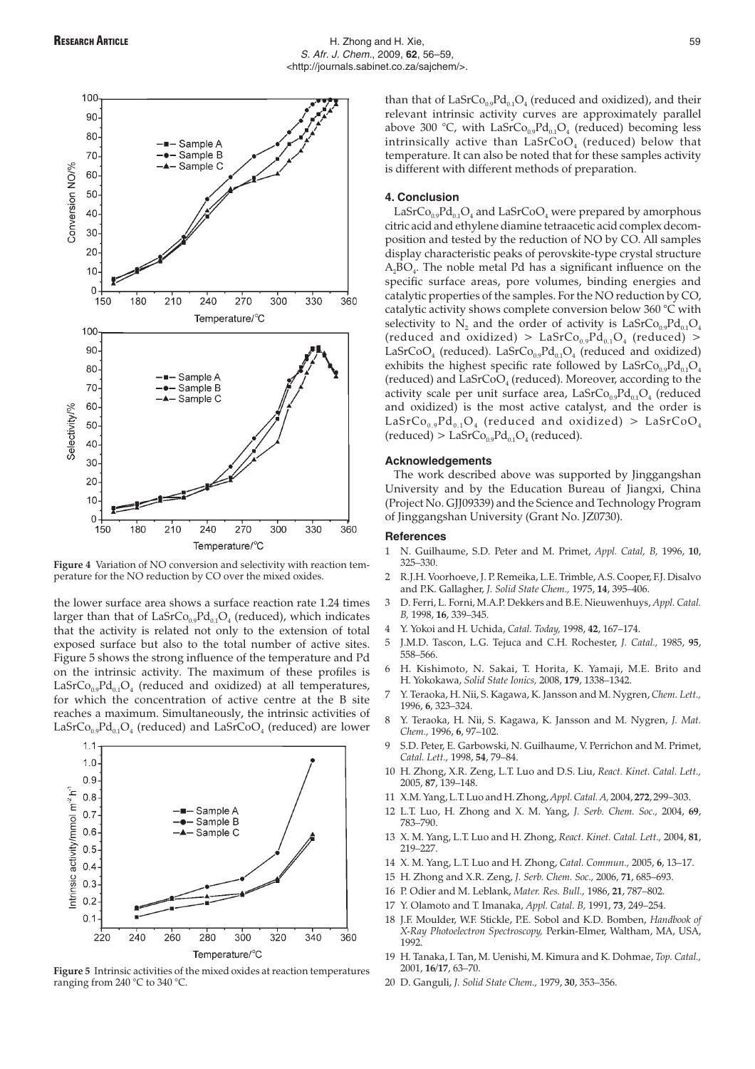Conversion NO/%

Temperature/°C

Sample A
Sample B
Sample C

Selectivity/%

Temperature/°C

Sample A
Sample B
Sample C

**Figure 4** Variation of NO conversion and selectivity with reaction temperature for the NO reduction by CO over the mixed oxides.

the lower surface area shows a surface reaction rate 1.24 times larger than that of $LaSrCo_{0.9}Pd_{0.1}O_4$ (reduced), which indicates that the activity is related not only to the extension of total exposed surface but also to the total number of active sites. Figure 5 shows the strong influence of the temperature and Pd on the intrinsic activity. The maximum of these profiles is $LaSrCo_{0.9}Pd_{0.1}O_4$ (reduced and oxidized) at all temperatures, for which the concentration of active centre at the B site reaches a maximum. Simultaneously, the intrinsic activities of $LaSrCo_{0.9}Pd_{0.1}O_4$ (reduced) and $LaSrCoO_4$ (reduced) are lower

Intrinsic activity/mmol $m^{-2}$ $h^{-1}$

Temperature/°C

Sample A
Sample B
Sample C

**Figure 5** Intrinsic activities of the mixed oxides at reaction temperatures ranging from 240 °C to 340 °C.

than that of $LaSrCo_{0.9}Pd_{0.1}O_4$ (reduced and oxidized), and their relevant intrinsic activity curves are approximately parallel above 300 °C, with $LaSrCo_{0.9}Pd_{0.1}O_4$ (reduced) becoming less intrinsically active than $LaSrCoO_4$ (reduced) below that temperature. It can also be noted that for these samples activity is different with different methods of preparation.

### 4. Conclusion

$LaSrCo_{0.9}Pd_{0.1}O_4$ and $LaSrCoO_4$ were prepared by amorphous citric acid and ethylene diamine tetraacetic acid complex decomposition and tested by the reduction of NO by CO. All samples display characteristic peaks of perovskite-type crystal structure $A_2BO_4$. The noble metal Pd has a significant influence on the specific surface areas, pore volumes, binding energies and catalytic properties of the samples. For the NO reduction by CO, catalytic activity shows complete conversion below 360 °C with selectivity to $N_2$ and the order of activity is $LaSrCo_{0.9}Pd_{0.1}O_4$ (reduced and oxidized) > $LaSrCo_{0.9}Pd_{0.1}O_4$ (reduced) > $LaSrCoO_4$ (reduced). $LaSrCo_{0.9}Pd_{0.1}O_4$ (reduced and oxidized) exhibits the highest specific rate followed by $LaSrCo_{0.9}Pd_{0.1}O_4$ (reduced) and $LaSrCoO_4$ (reduced). Moreover, according to the activity scale per unit surface area, $LaSrCo_{0.9}Pd_{0.1}O_4$ (reduced and oxidized) is the most active catalyst, and the order is $LaSrCo_{0.9}Pd_{0.1}O_4$ (reduced and oxidized) > $LaSrCoO_4$ (reduced) > $LaSrCo_{0.9}Pd_{0.1}O_4$ (reduced).

#### Acknowledgements

The work described above was supported by Jinggangshan University and by the Education Bureau of Jiangxi, China (Project No. GJJ09339) and the Science and Technology Program of Jinggangshan University (Grant No. JZ0730).

#### References

1. N. Guilhaume, S.D. Peter and M. Primet, *Appl. Catal, B,* 1996, **10**, 325–330.
2. R.J.H. Voorhoeve, J.P. Remeika, L.E. Trimble, A.S. Cooper, F.J. Disalvo and P.K. Gallagher, *J. Solid State Chem.,* 1975, **14**, 395–406.
3. D. Ferri, L. Forni, M.A.P. Dekkers and B.E. Nieuwenhuys, *Appl. Catal. B,* 1998, **16**, 339–345.
4. Y. Yokoi and H. Uchida, *Catal. Today,* 1998, **42**, 167–174.
5. J.M.D. Tascon, L.G. Tejuca and C.H. Rochester, *J. Catal.,* 1985, **95**, 558–566.
6. H. Kishimoto, N. Sakai, T. Horita, K. Yamaji, M.E. Brito and H. Yokokawa, *Solid State Ionics,* 2008, **179**, 1338–1342.
7. Y. Teraoka, H. Nii, S. Kagawa, K. Jansson and M. Nygren, *Chem. Lett.,* 1996, **6**, 323–324.
8. Y. Teraoka, H. Nii, S. Kagawa, K. Jansson and M. Nygren, *J. Mat. Chem.,* 1996, **6**, 97–102.
9. S.D. Peter, E. Garbowski, N. Guilhaume, V. Perrichon and M. Primet, *Catal. Lett.,* 1998, **54**, 79–84.
10. H. Zhong, X.R. Zeng, L.T. Luo and D.S. Liu, *React. Kinet. Catal. Lett.,* 2005, **87**, 139–148.
11. X.M. Yang, L.T. Luo and H. Zhong, *Appl. Catal. A,* 2004, **272**, 299–303.
12. L.T. Luo, H. Zhong and X. M. Yang, *J. Serb. Chem. Soc.,* 2004, **69**, 783–790.
13. X. M. Yang, L.T. Luo and H. Zhong, *React. Kinet. Catal. Lett.,* 2004, **81**, 219–227.
14. X. M. Yang, L.T. Luo and H. Zhong, *Catal. Commun.,* 2005, **6**, 13–17.
15. H. Zhong and X.R. Zeng, *J. Serb. Chem. Soc.,* 2006, **71**, 685–693.
16. P. Odier and M. Leblank, *Mater. Res. Bull.,* 1986, **21**, 787–802.
17. Y. Olamoto and T. Imanaka, *Appl. Catal. B,* 1991, **73**, 249–254.
18. J.F. Moulder, W.F. Stickle, P.E. Sobol and K.D. Bomben, *Handbook of X-Ray Photoelectron Spectroscopy,* Perkin-Elmer, Waltham, MA, USA, 1992.
19. H. Tanaka, I. Tan, M. Uenishi, M. Kimura and K. Dohmae, *Top. Catal.,* 2001, **16/17**, 63–70.
20. D. Ganguli, *J. Solid State Chem.,* 1979, **30**, 353–356.